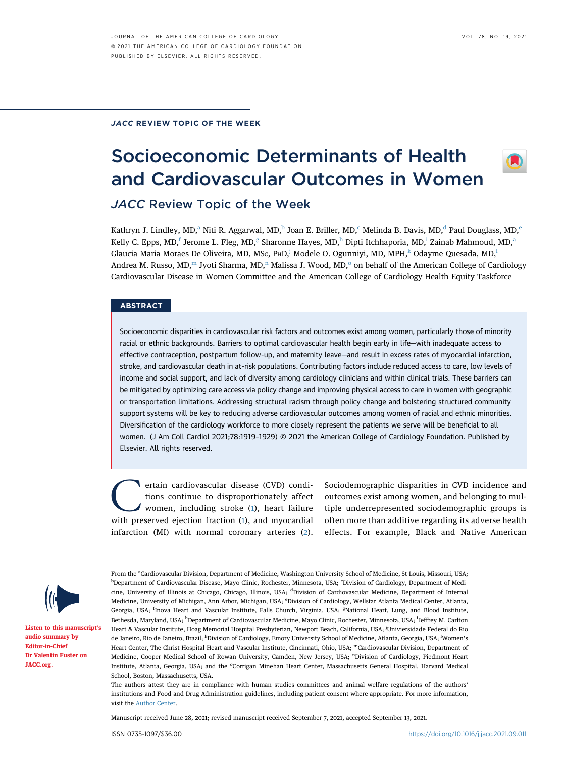JACC REVIEW TOPIC OF THE WEEK

# Socioeconomic Determinants of Health and Cardiovascular Outcomes in Women

## JACC Review Topic of the Week

Kathryn J. Lindley, MD,[a] Niti R. Aggarwal, MD,[b] Joan E. Briller, MD,[c] Melinda B. Davis, MD,[d] Paul Douglass, MD,[e] Kelly C. Epps, MD,[f] Jerome L. Fleg, MD,[g] Sharonne Hayes, MD,[h] Dipti Itchhaporia, MD,[i] Zainab Mahmoud, MD,[a] Glaucia Maria Moraes De Oliveira, MD, MSc, PhD,[j] Modele O. Ogunniyi, MD, MPH,[k] Odayme Quesada, MD,[l] Andrea M. Russo, MD,[m] Jyoti Sharma, MD,[n] Malissa J. Wood, MD,[o] on behalf of the American College of Cardiology Cardiovascular Disease in Women Committee and the American College of Cardiology Health Equity Taskforce

## ABSTRACT

Socioeconomic disparities in cardiovascular risk factors and outcomes exist among women, particularly those of minority racial or ethnic backgrounds. Barriers to optimal cardiovascular health begin early in life—with inadequate access to effective contraception, postpartum follow-up, and maternity leave—and result in excess rates of myocardial infarction, stroke, and cardiovascular death in at-risk populations. Contributing factors include reduced access to care, low levels of income and social support, and lack of diversity among cardiology clinicians and within clinical trials. These barriers can be mitigated by optimizing care access via policy change and improving physical access to care in women with geographic or transportation limitations. Addressing structural racism through policy change and bolstering structured community support systems will be key to reducing adverse cardiovascular outcomes among women of racial and ethnic minorities. Diversification of the cardiology workforce to more closely represent the patients we serve will be beneficial to all women. (J Am Coll Cardiol 2021;78:1919-1929) © 2021 the American College of Cardiology Foundation. Published by Elsevier. All rights reserved.

Certain cardiovascular disease (CVD) conditions continue to disproportionately affect women, including stroke (1), heart failure with preserved ejection fraction (1), and myocardial infarction (MI) with normal coronary arteries (2). Sociodemographic disparities in CVD incidence and outcomes exist among women, and belonging to multiple underrepresented sociodemographic groups is often more than additive regarding its adverse health effects. For example, Black and Native American

From the [a]Cardiovascular Division, Department of Medicine, Washington University School of Medicine, St Louis, Missouri, USA; [b]Department of Cardiovascular Disease, Mayo Clinic, Rochester, Minnesota, USA; [c]Division of Cardiology, Department of Medicine, University of Illinois at Chicago, Chicago, Illinois, USA; [d]Division of Cardiovascular Medicine, Department of Internal Medicine, University of Michigan, Ann Arbor, Michigan, USA; [e]Division of Cardiology, Wellstar Atlanta Medical Center, Atlanta, Georgia, USA; [f]Inova Heart and Vascular Institute, Falls Church, Virginia, USA; [g]National Heart, Lung, and Blood Institute, Bethesda, Maryland, USA; [h]Department of Cardiovascular Medicine, Mayo Clinic, Rochester, Minnesota, USA; [i]Jeffrey M. Carlton Heart & Vascular Institute, Hoag Memorial Hospital Presbyterian, Newport Beach, California, USA; [j]Univiersidade Federal do Rio de Janeiro, Rio de Janeiro, Brazil; [k]Division of Cardiology, Emory University School of Medicine, Atlanta, Georgia, USA; [l]Women's Heart Center, The Christ Hospital Heart and Vascular Institute, Cincinnati, Ohio, USA; [m]Cardiovascular Division, Department of Medicine, Cooper Medical School of Rowan University, Camden, New Jersey, USA; [n]Division of Cardiology, Piedmont Heart Institute, Atlanta, Georgia, USA; and the [o]Corrigan Minehan Heart Center, Massachusetts General Hospital, Harvard Medical School, Boston, Massachusetts, USA.

The authors attest they are in compliance with human studies committees and animal welfare regulations of the authors' institutions and Food and Drug Administration guidelines, including patient consent where appropriate. For more information, visit the Author Center.

Manuscript received June 28, 2021; revised manuscript received September 7, 2021, accepted September 13, 2021.

Listen to this manuscript's audio summary by Editor-in-Chief Dr Valentin Fuster on JACC.org.

ISSN 0735-1097/$36.00 https://doi.org/10.1016/j.jacc.2021.09.011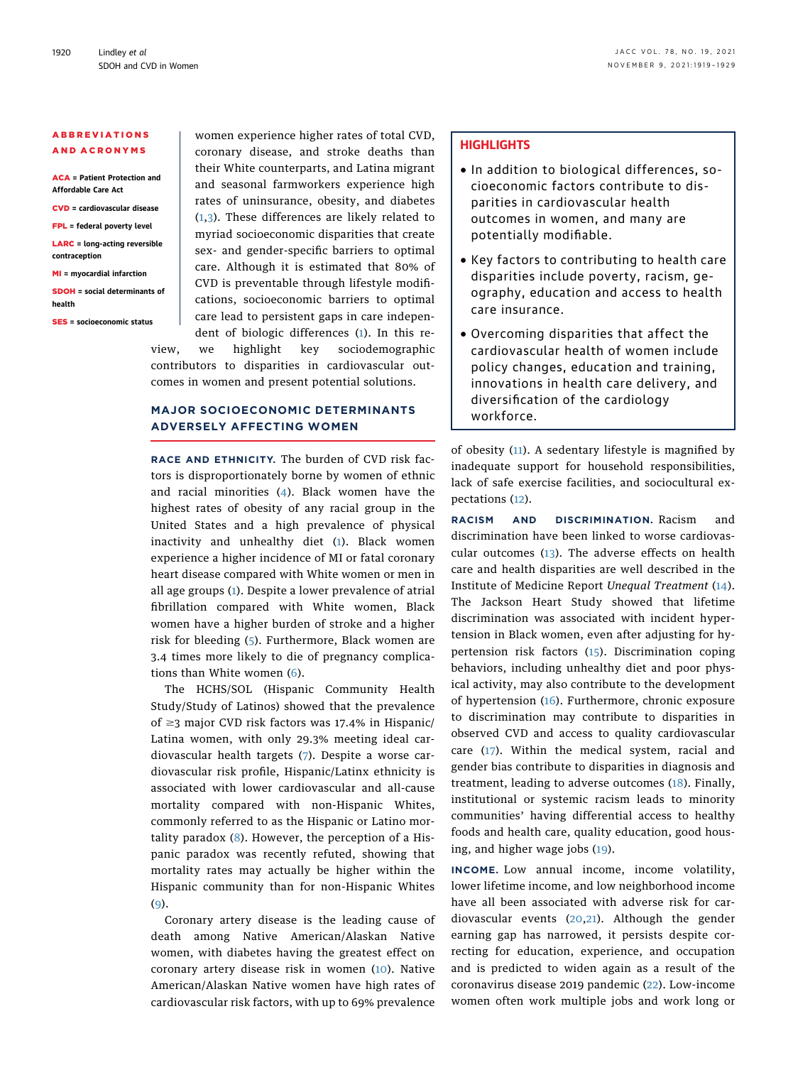## ABBREVIATIONS AND ACRONYMS

**ACA** = Patient Protection and Affordable Care Act

**CVD** = cardiovascular disease

**FPL** = federal poverty level

**LARC** = long-acting reversible contraception

**MI** = myocardial infarction

**SDOH** = social determinants of health

**SES** = socioeconomic status

women experience higher rates of total CVD, coronary disease, and stroke deaths than their White counterparts, and Latina migrant and seasonal farmworkers experience high rates of uninsurance, obesity, and diabetes (1,3). These differences are likely related to myriad socioeconomic disparities that create sex- and gender-specific barriers to optimal care. Although it is estimated that 80% of CVD is preventable through lifestyle modifications, socioeconomic barriers to optimal care lead to persistent gaps in care independent of biologic differences (1). In this review, we highlight key sociodemographic contributors to disparities in cardiovascular outcomes in women and present potential solutions.

## HIGHLIGHTS

- In addition to biological differences, socioeconomic factors contribute to disparities in cardiovascular health outcomes in women, and many are potentially modifiable.
- Key factors to contributing to health care disparities include poverty, racism, geography, education and access to health care insurance.
- Overcoming disparities that affect the cardiovascular health of women include policy changes, education and training, innovations in health care delivery, and diversification of the cardiology workforce.

## MAJOR SOCIOECONOMIC DETERMINANTS ADVERSELY AFFECTING WOMEN

**RACE AND ETHNICITY.** The burden of CVD risk factors is disproportionately borne by women of ethnic and racial minorities (4). Black women have the highest rates of obesity of any racial group in the United States and a high prevalence of physical inactivity and unhealthy diet (1). Black women experience a higher incidence of MI or fatal coronary heart disease compared with White women or men in all age groups (1). Despite a lower prevalence of atrial fibrillation compared with White women, Black women have a higher burden of stroke and a higher risk for bleeding (5). Furthermore, Black women are 3.4 times more likely to die of pregnancy complications than White women (6).

The HCHS/SOL (Hispanic Community Health Study/Study of Latinos) showed that the prevalence of ≥3 major CVD risk factors was 17.4% in Hispanic/Latina women, with only 29.3% meeting ideal cardiovascular health targets (7). Despite a worse cardiovascular risk profile, Hispanic/Latinx ethnicity is associated with lower cardiovascular and all-cause mortality compared with non-Hispanic Whites, commonly referred to as the Hispanic or Latino mortality paradox (8). However, the perception of a Hispanic paradox was recently refuted, showing that mortality rates may actually be higher within the Hispanic community than for non-Hispanic Whites (9).

Coronary artery disease is the leading cause of death among Native American/Alaskan Native women, with diabetes having the greatest effect on coronary artery disease risk in women (10). Native American/Alaskan Native women have high rates of cardiovascular risk factors, with up to 69% prevalence of obesity (11). A sedentary lifestyle is magnified by inadequate support for household responsibilities, lack of safe exercise facilities, and sociocultural expectations (12).

**RACISM AND DISCRIMINATION.** Racism and discrimination have been linked to worse cardiovascular outcomes (13). The adverse effects on health care and health disparities are well described in the Institute of Medicine Report *Unequal Treatment* (14). The Jackson Heart Study showed that lifetime discrimination was associated with incident hypertension in Black women, even after adjusting for hypertension risk factors (15). Discrimination coping behaviors, including unhealthy diet and poor physical activity, may also contribute to the development of hypertension (16). Furthermore, chronic exposure to discrimination may contribute to disparities in observed CVD and access to quality cardiovascular care (17). Within the medical system, racial and gender bias contribute to disparities in diagnosis and treatment, leading to adverse outcomes (18). Finally, institutional or systemic racism leads to minority communities' having differential access to healthy foods and health care, quality education, good housing, and higher wage jobs (19).

**INCOME.** Low annual income, income volatility, lower lifetime income, and low neighborhood income have all been associated with adverse risk for cardiovascular events (20,21). Although the gender earning gap has narrowed, it persists despite correcting for education, experience, and occupation and is predicted to widen again as a result of the coronavirus disease 2019 pandemic (22). Low-income women often work multiple jobs and work long or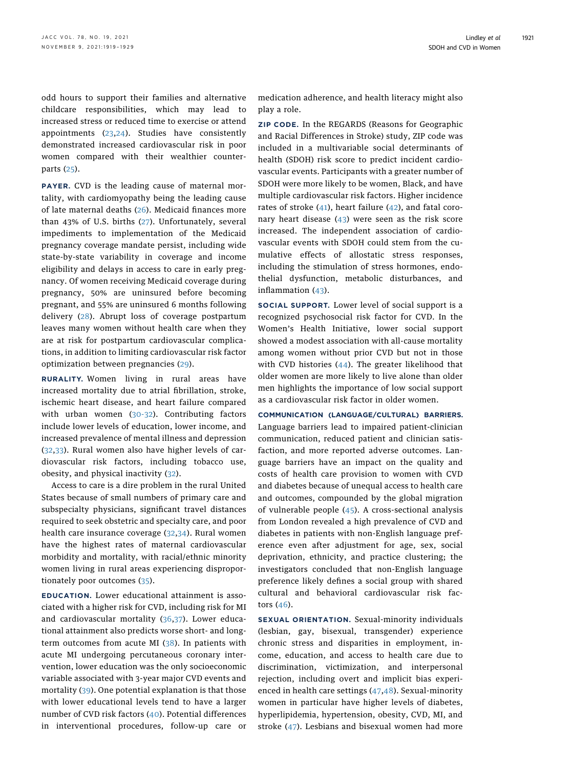odd hours to support their families and alternative childcare responsibilities, which may lead to increased stress or reduced time to exercise or attend appointments (23,24). Studies have consistently demonstrated increased cardiovascular risk in poor women compared with their wealthier counterparts (25).

**PAYER.** CVD is the leading cause of maternal mortality, with cardiomyopathy being the leading cause of late maternal deaths (26). Medicaid finances more than 43% of U.S. births (27). Unfortunately, several impediments to implementation of the Medicaid pregnancy coverage mandate persist, including wide state-by-state variability in coverage and income eligibility and delays in access to care in early pregnancy. Of women receiving Medicaid coverage during pregnancy, 50% are uninsured before becoming pregnant, and 55% are uninsured 6 months following delivery (28). Abrupt loss of coverage postpartum leaves many women without health care when they are at risk for postpartum cardiovascular complications, in addition to limiting cardiovascular risk factor optimization between pregnancies (29).

**RURALITY.** Women living in rural areas have increased mortality due to atrial fibrillation, stroke, ischemic heart disease, and heart failure compared with urban women (30-32). Contributing factors include lower levels of education, lower income, and increased prevalence of mental illness and depression (32,33). Rural women also have higher levels of cardiovascular risk factors, including tobacco use, obesity, and physical inactivity (32).

Access to care is a dire problem in the rural United States because of small numbers of primary care and subspecialty physicians, significant travel distances required to seek obstetric and specialty care, and poor health care insurance coverage (32,34). Rural women have the highest rates of maternal cardiovascular morbidity and mortality, with racial/ethnic minority women living in rural areas experiencing disproportionately poor outcomes (35).

**EDUCATION.** Lower educational attainment is associated with a higher risk for CVD, including risk for MI and cardiovascular mortality (36,37). Lower educational attainment also predicts worse short- and long-term outcomes from acute MI (38). In patients with acute MI undergoing percutaneous coronary intervention, lower education was the only socioeconomic variable associated with 3-year major CVD events and mortality (39). One potential explanation is that those with lower educational levels tend to have a larger number of CVD risk factors (40). Potential differences in interventional procedures, follow-up care or medication adherence, and health literacy might also play a role.

**ZIP CODE.** In the REGARDS (Reasons for Geographic and Racial Differences in Stroke) study, ZIP code was included in a multivariable social determinants of health (SDOH) risk score to predict incident cardiovascular events. Participants with a greater number of SDOH were more likely to be women, Black, and have multiple cardiovascular risk factors. Higher incidence rates of stroke (41), heart failure (42), and fatal coronary heart disease (43) were seen as the risk score increased. The independent association of cardiovascular events with SDOH could stem from the cumulative effects of allostatic stress responses, including the stimulation of stress hormones, endothelial dysfunction, metabolic disturbances, and inflammation (43).

**SOCIAL SUPPORT.** Lower level of social support is a recognized psychosocial risk factor for CVD. In the Women's Health Initiative, lower social support showed a modest association with all-cause mortality among women without prior CVD but not in those with CVD histories (44). The greater likelihood that older women are more likely to live alone than older men highlights the importance of low social support as a cardiovascular risk factor in older women.

**COMMUNICATION (LANGUAGE/CULTURAL) BARRIERS.** Language barriers lead to impaired patient-clinician communication, reduced patient and clinician satisfaction, and more reported adverse outcomes. Language barriers have an impact on the quality and costs of health care provision to women with CVD and diabetes because of unequal access to health care and outcomes, compounded by the global migration of vulnerable people (45). A cross-sectional analysis from London revealed a high prevalence of CVD and diabetes in patients with non-English language preference even after adjustment for age, sex, social deprivation, ethnicity, and practice clustering; the investigators concluded that non-English language preference likely defines a social group with shared cultural and behavioral cardiovascular risk factors (46).

**SEXUAL ORIENTATION.** Sexual-minority individuals (lesbian, gay, bisexual, transgender) experience chronic stress and disparities in employment, income, education, and access to health care due to discrimination, victimization, and interpersonal rejection, including overt and implicit bias experienced in health care settings (47,48). Sexual-minority women in particular have higher levels of diabetes, hyperlipidemia, hypertension, obesity, CVD, MI, and stroke (47). Lesbians and bisexual women had more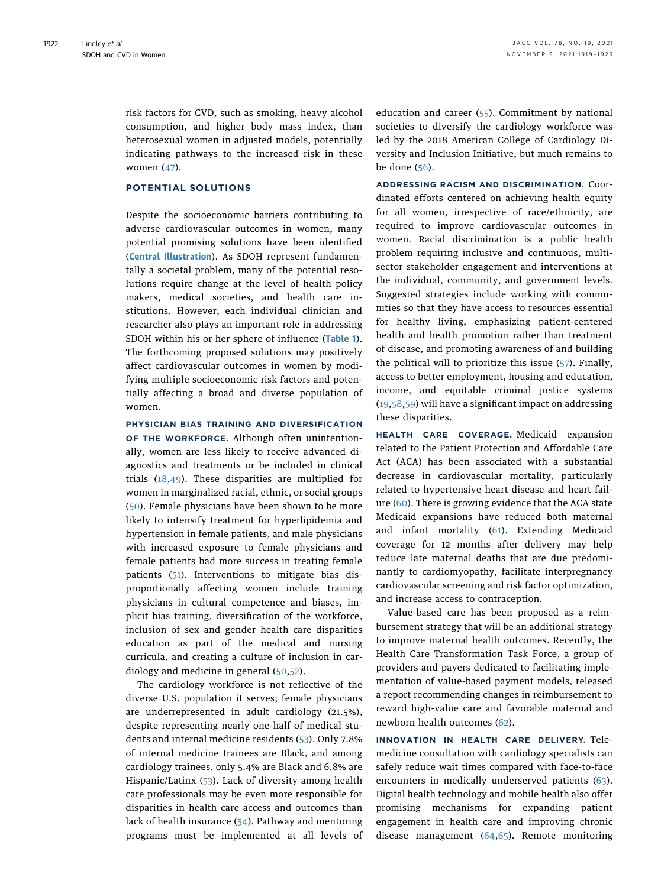risk factors for CVD, such as smoking, heavy alcohol consumption, and higher body mass index, than heterosexual women in adjusted models, potentially indicating pathways to the increased risk in these women (47).

## POTENTIAL SOLUTIONS

Despite the socioeconomic barriers contributing to adverse cardiovascular outcomes in women, many potential promising solutions have been identified (**Central Illustration**). As SDOH represent fundamentally a societal problem, many of the potential resolutions require change at the level of health policy makers, medical societies, and health care institutions. However, each individual clinician and researcher also plays an important role in addressing SDOH within his or her sphere of influence (**Table 1**). The forthcoming proposed solutions may positively affect cardiovascular outcomes in women by modifying multiple socioeconomic risk factors and potentially affecting a broad and diverse population of women.

**PHYSICIAN BIAS TRAINING AND DIVERSIFICATION OF THE WORKFORCE.** Although often unintentionally, women are less likely to receive advanced diagnostics and treatments or be included in clinical trials (18,49). These disparities are multiplied for women in marginalized racial, ethnic, or social groups (50). Female physicians have been shown to be more likely to intensify treatment for hyperlipidemia and hypertension in female patients, and male physicians with increased exposure to female physicians and female patients had more success in treating female patients (51). Interventions to mitigate bias disproportionally affecting women include training physicians in cultural competence and biases, implicit bias training, diversification of the workforce, inclusion of sex and gender health care disparities education as part of the medical and nursing curricula, and creating a culture of inclusion in cardiology and medicine in general (50,52).

The cardiology workforce is not reflective of the diverse U.S. population it serves; female physicians are underrepresented in adult cardiology (21.5%), despite representing nearly one-half of medical students and internal medicine residents (53). Only 7.8% of internal medicine trainees are Black, and among cardiology trainees, only 5.4% are Black and 6.8% are Hispanic/Latinx (53). Lack of diversity among health care professionals may be even more responsible for disparities in health care access and outcomes than lack of health insurance (54). Pathway and mentoring programs must be implemented at all levels of education and career (55). Commitment by national societies to diversify the cardiology workforce was led by the 2018 American College of Cardiology Diversity and Inclusion Initiative, but much remains to be done (56).

**ADDRESSING RACISM AND DISCRIMINATION.** Coordinated efforts centered on achieving health equity for all women, irrespective of race/ethnicity, are required to improve cardiovascular outcomes in women. Racial discrimination is a public health problem requiring inclusive and continuous, multisector stakeholder engagement and interventions at the individual, community, and government levels. Suggested strategies include working with communities so that they have access to resources essential for healthy living, emphasizing patient-centered health and health promotion rather than treatment of disease, and promoting awareness of and building the political will to prioritize this issue (57). Finally, access to better employment, housing and education, income, and equitable criminal justice systems (19,58,59) will have a significant impact on addressing these disparities.

**HEALTH CARE COVERAGE.** Medicaid expansion related to the Patient Protection and Affordable Care Act (ACA) has been associated with a substantial decrease in cardiovascular mortality, particularly related to hypertensive heart disease and heart failure (60). There is growing evidence that the ACA state Medicaid expansions have reduced both maternal and infant mortality (61). Extending Medicaid coverage for 12 months after delivery may help reduce late maternal deaths that are due predominantly to cardiomyopathy, facilitate interpregnancy cardiovascular screening and risk factor optimization, and increase access to contraception.

Value-based care has been proposed as a reimbursement strategy that will be an additional strategy to improve maternal health outcomes. Recently, the Health Care Transformation Task Force, a group of providers and payers dedicated to facilitating implementation of value-based payment models, released a report recommending changes in reimbursement to reward high-value care and favorable maternal and newborn health outcomes (62).

**INNOVATION IN HEALTH CARE DELIVERY.** Telemedicine consultation with cardiology specialists can safely reduce wait times compared with face-to-face encounters in medically underserved patients (63). Digital health technology and mobile health also offer promising mechanisms for expanding patient engagement in health care and improving chronic disease management (64,65). Remote monitoring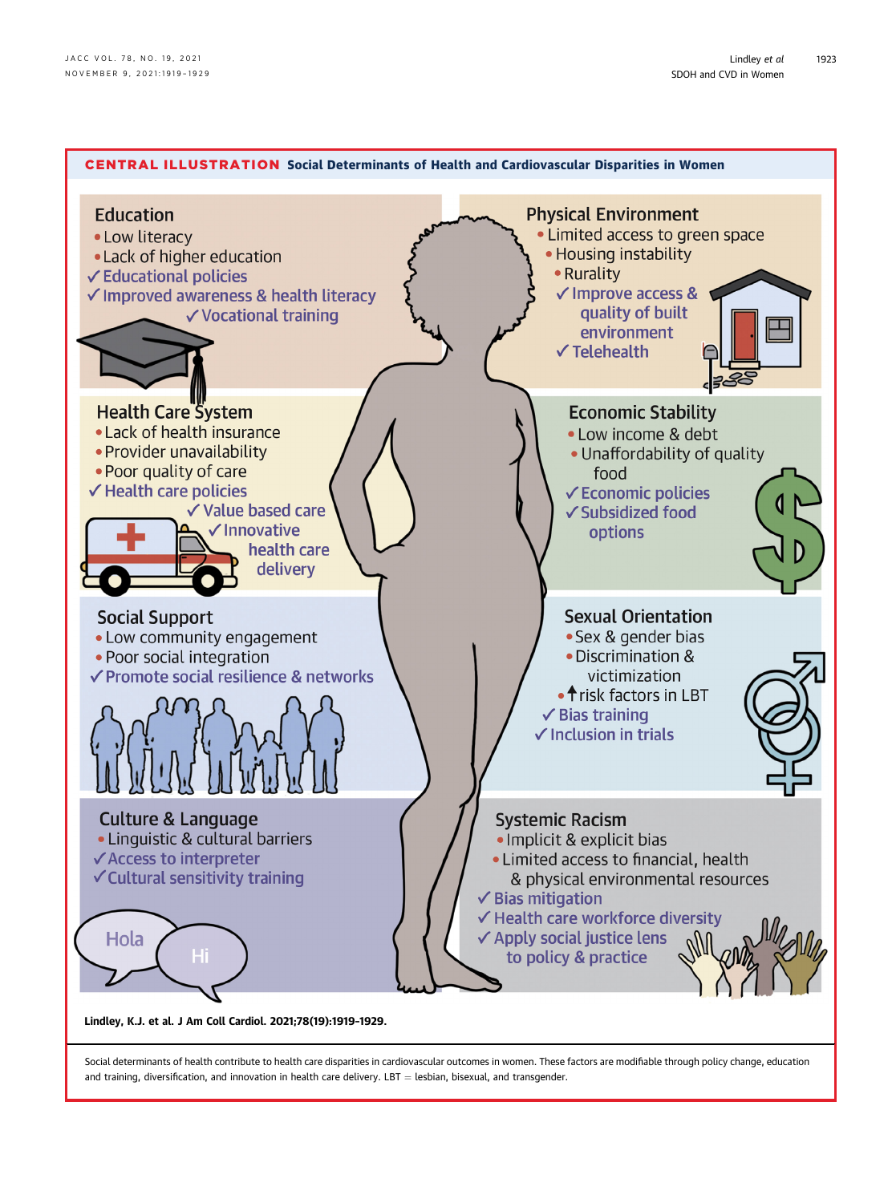## CENTRAL ILLUSTRATION Social Determinants of Health and Cardiovascular Disparities in Women

### Education
- Low literacy
- Lack of higher education
- ✓ Educational policies
- ✓ Improved awareness & health literacy
- ✓ Vocational training

### Physical Environment
- Limited access to green space
- Housing instability
- Rurality
- ✓ Improve access & quality of built environment
- ✓ Telehealth

### Health Care System
- Lack of health insurance
- Provider unavailability
- Poor quality of care
- ✓ Health care policies
- ✓ Value based care
- ✓ Innovative health care delivery

### Economic Stability
- Low income & debt
- Unaffordability of quality food
- ✓ Economic policies
- ✓ Subsidized food options

### Social Support
- Low community engagement
- Poor social integration
- ✓ Promote social resilience & networks

### Sexual Orientation
- Sex & gender bias
- Discrimination & victimization
- ↑ risk factors in LBT
- ✓ Bias training
- ✓ Inclusion in trials

### Culture & Language
- Linguistic & cultural barriers
- ✓ Access to interpreter
- ✓ Cultural sensitivity training

Hola

Hi

### Systemic Racism
- Implicit & explicit bias
- Limited access to financial, health & physical environmental resources
- ✓ Bias mitigation
- ✓ Health care workforce diversity
- ✓ Apply social justice lens to policy & practice

**Lindley, K.J. et al. J Am Coll Cardiol. 2021;78(19):1919–1929.**

Social determinants of health contribute to health care disparities in cardiovascular outcomes in women. These factors are modifiable through policy change, education and training, diversification, and innovation in health care delivery. LBT = lesbian, bisexual, and transgender.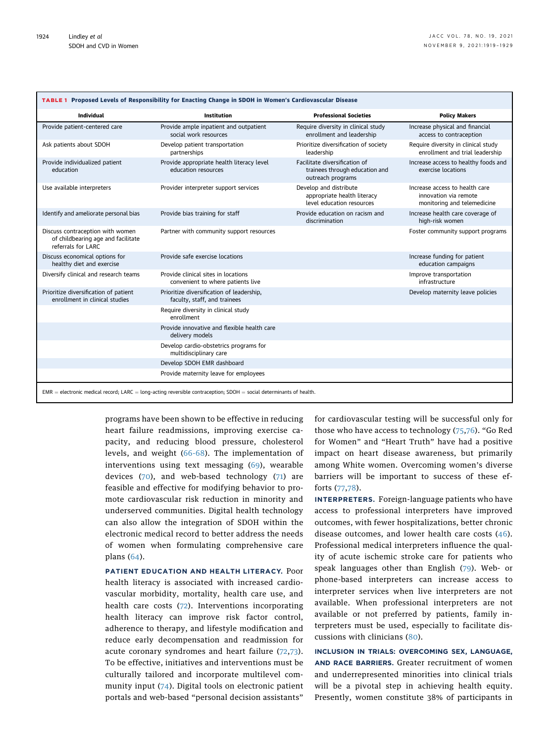**TABLE 1 Proposed Levels of Responsibility for Enacting Change in SDOH in Women's Cardiovascular Disease**

| Individual | Institution | Professional Societies | Policy Makers |
|---|---|---|---|
| Provide patient-centered care | Provide ample inpatient and outpatient social work resources | Require diversity in clinical study enrollment and leadership | Increase physical and financial access to contraception |
| Ask patients about SDOH | Develop patient transportation partnerships | Prioritize diversification of society leadership | Require diversity in clinical study enrollment and trial leadership |
| Provide individualized patient education | Provide appropriate health literacy level education resources | Facilitate diversification of trainees through education and outreach programs | Increase access to healthy foods and exercise locations |
| Use available interpreters | Provider interpreter support services | Develop and distribute appropriate health literacy level education resources | Increase access to health care innovation via remote monitoring and telemedicine |
| Identify and ameliorate personal bias | Provide bias training for staff | Provide education on racism and discrimination | Increase health care coverage of high-risk women |
| Discuss contraception with women of childbearing age and facilitate referrals for LARC | Partner with community support resources | | Foster community support programs |
| Discuss economical options for healthy diet and exercise | Provide safe exercise locations | | Increase funding for patient education campaigns |
| Diversify clinical and research teams | Provide clinical sites in locations convenient to where patients live | | Improve transportation infrastructure |
| Prioritize diversification of patient enrollment in clinical studies | Prioritize diversification of leadership, faculty, staff, and trainees | | Develop maternity leave policies |
| | Require diversity in clinical study enrollment | | |
| | Provide innovative and flexible health care delivery models | | |
| | Develop cardio-obstetrics programs for multidisciplinary care | | |
| | Develop SDOH EMR dashboard | | |
| | Provide maternity leave for employees | | |

EMR = electronic medical record; LARC = long-acting reversible contraception; SDOH = social determinants of health.

programs have been shown to be effective in reducing heart failure readmissions, improving exercise capacity, and reducing blood pressure, cholesterol levels, and weight (66-68). The implementation of interventions using text messaging (69), wearable devices (70), and web-based technology (71) are feasible and effective for modifying behavior to promote cardiovascular risk reduction in minority and underserved communities. Digital health technology can also allow the integration of SDOH within the electronic medical record to better address the needs of women when formulating comprehensive care plans (64).

**PATIENT EDUCATION AND HEALTH LITERACY.** Poor health literacy is associated with increased cardiovascular morbidity, mortality, health care use, and health care costs (72). Interventions incorporating health literacy can improve risk factor control, adherence to therapy, and lifestyle modification and reduce early decompensation and readmission for acute coronary syndromes and heart failure (72,73). To be effective, initiatives and interventions must be culturally tailored and incorporate multilevel community input (74). Digital tools on electronic patient portals and web-based "personal decision assistants" for cardiovascular testing will be successful only for those who have access to technology (75,76). "Go Red for Women" and "Heart Truth" have had a positive impact on heart disease awareness, but primarily among White women. Overcoming women's diverse barriers will be important to success of these efforts (77,78).

**INTERPRETERS.** Foreign-language patients who have access to professional interpreters have improved outcomes, with fewer hospitalizations, better chronic disease outcomes, and lower health care costs (46). Professional medical interpreters influence the quality of acute ischemic stroke care for patients who speak languages other than English (79). Web- or phone-based interpreters can increase access to interpreter services when live interpreters are not available. When professional interpreters are not available or not preferred by patients, family interpreters must be used, especially to facilitate discussions with clinicians (80).

**INCLUSION IN TRIALS: OVERCOMING SEX, LANGUAGE, AND RACE BARRIERS.** Greater recruitment of women and underrepresented minorities into clinical trials will be a pivotal step in achieving health equity. Presently, women constitute 38% of participants in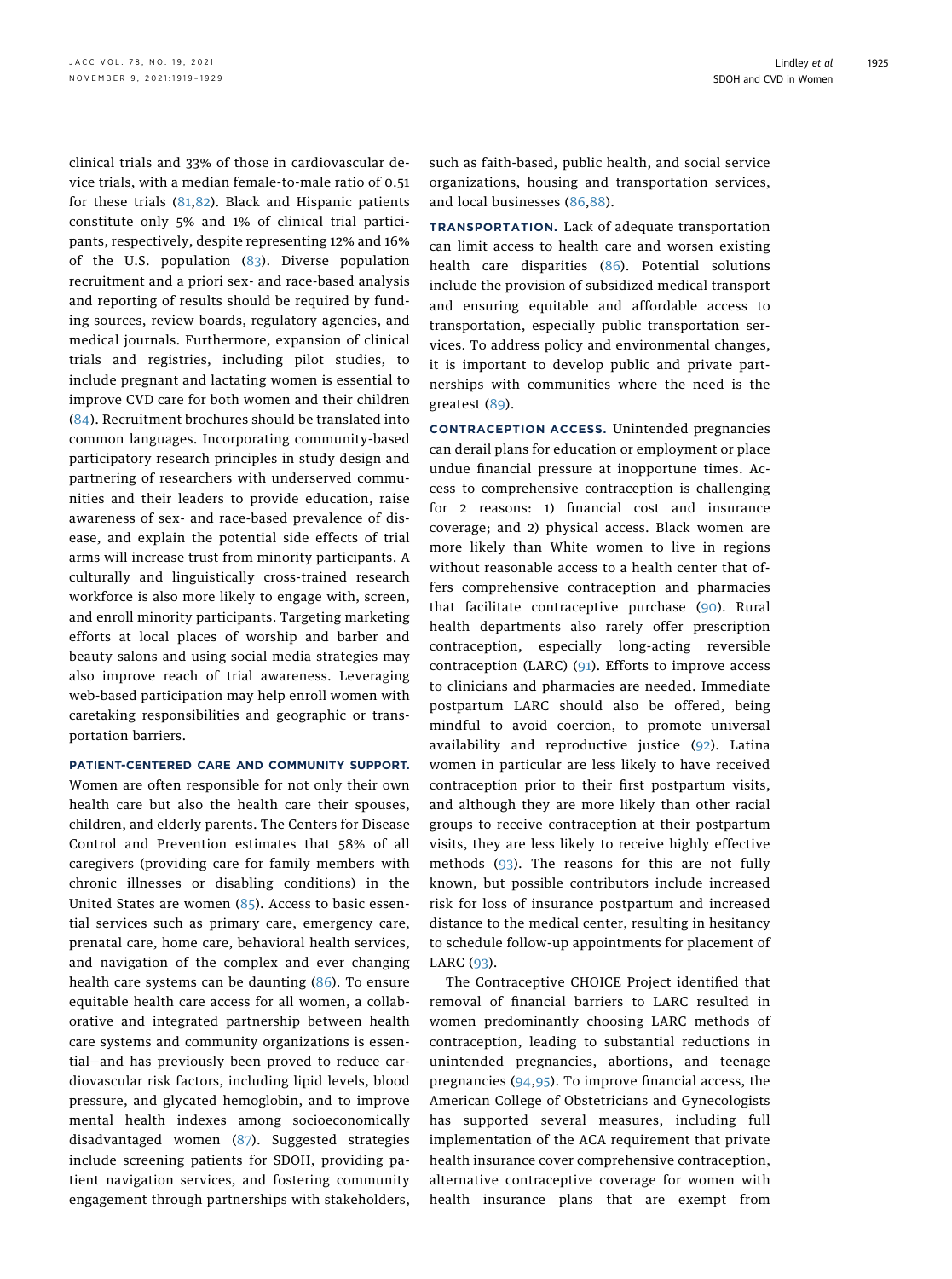clinical trials and 33% of those in cardiovascular device trials, with a median female-to-male ratio of 0.51 for these trials (81,82). Black and Hispanic patients constitute only 5% and 1% of clinical trial participants, respectively, despite representing 12% and 16% of the U.S. population (83). Diverse population recruitment and a priori sex- and race-based analysis and reporting of results should be required by funding sources, review boards, regulatory agencies, and medical journals. Furthermore, expansion of clinical trials and registries, including pilot studies, to include pregnant and lactating women is essential to improve CVD care for both women and their children (84). Recruitment brochures should be translated into common languages. Incorporating community-based participatory research principles in study design and partnering of researchers with underserved communities and their leaders to provide education, raise awareness of sex- and race-based prevalence of disease, and explain the potential side effects of trial arms will increase trust from minority participants. A culturally and linguistically cross-trained research workforce is also more likely to engage with, screen, and enroll minority participants. Targeting marketing efforts at local places of worship and barber and beauty salons and using social media strategies may also improve reach of trial awareness. Leveraging web-based participation may help enroll women with caretaking responsibilities and geographic or transportation barriers.

**PATIENT-CENTERED CARE AND COMMUNITY SUPPORT.** Women are often responsible for not only their own health care but also the health care their spouses, children, and elderly parents. The Centers for Disease Control and Prevention estimates that 58% of all caregivers (providing care for family members with chronic illnesses or disabling conditions) in the United States are women (85). Access to basic essential services such as primary care, emergency care, prenatal care, home care, behavioral health services, and navigation of the complex and ever changing health care systems can be daunting (86). To ensure equitable health care access for all women, a collaborative and integrated partnership between health care systems and community organizations is essential—and has previously been proved to reduce cardiovascular risk factors, including lipid levels, blood pressure, and glycated hemoglobin, and to improve mental health indexes among socioeconomically disadvantaged women (87). Suggested strategies include screening patients for SDOH, providing patient navigation services, and fostering community engagement through partnerships with stakeholders, such as faith-based, public health, and social service organizations, housing and transportation services, and local businesses (86,88).

**TRANSPORTATION.** Lack of adequate transportation can limit access to health care and worsen existing health care disparities (86). Potential solutions include the provision of subsidized medical transport and ensuring equitable and affordable access to transportation, especially public transportation services. To address policy and environmental changes, it is important to develop public and private partnerships with communities where the need is the greatest (89).

**CONTRACEPTION ACCESS.** Unintended pregnancies can derail plans for education or employment or place undue financial pressure at inopportune times. Access to comprehensive contraception is challenging for 2 reasons: 1) financial cost and insurance coverage; and 2) physical access. Black women are more likely than White women to live in regions without reasonable access to a health center that offers comprehensive contraception and pharmacies that facilitate contraceptive purchase (90). Rural health departments also rarely offer prescription contraception, especially long-acting reversible contraception (LARC) (91). Efforts to improve access to clinicians and pharmacies are needed. Immediate postpartum LARC should also be offered, being mindful to avoid coercion, to promote universal availability and reproductive justice (92). Latina women in particular are less likely to have received contraception prior to their first postpartum visits, and although they are more likely than other racial groups to receive contraception at their postpartum visits, they are less likely to receive highly effective methods (93). The reasons for this are not fully known, but possible contributors include increased risk for loss of insurance postpartum and increased distance to the medical center, resulting in hesitancy to schedule follow-up appointments for placement of LARC (93).

The Contraceptive CHOICE Project identified that removal of financial barriers to LARC resulted in women predominantly choosing LARC methods of contraception, leading to substantial reductions in unintended pregnancies, abortions, and teenage pregnancies (94,95). To improve financial access, the American College of Obstetricians and Gynecologists has supported several measures, including full implementation of the ACA requirement that private health insurance cover comprehensive contraception, alternative contraceptive coverage for women with health insurance plans that are exempt from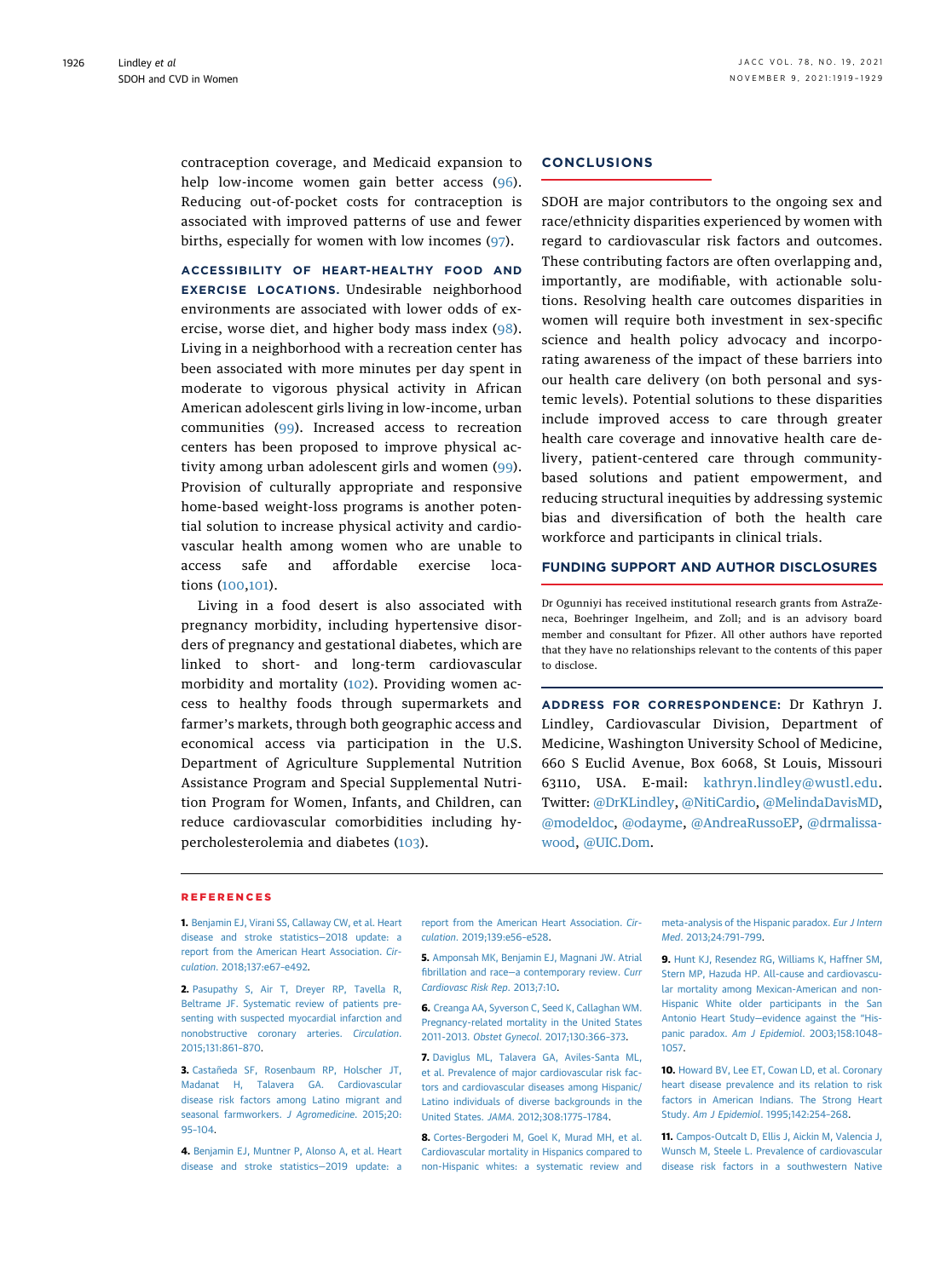contraception coverage, and Medicaid expansion to help low-income women gain better access (96). Reducing out-of-pocket costs for contraception is associated with improved patterns of use and fewer births, especially for women with low incomes (97).

**ACCESSIBILITY OF HEART-HEALTHY FOOD AND EXERCISE LOCATIONS.** Undesirable neighborhood environments are associated with lower odds of exercise, worse diet, and higher body mass index (98). Living in a neighborhood with a recreation center has been associated with more minutes per day spent in moderate to vigorous physical activity in African American adolescent girls living in low-income, urban communities (99). Increased access to recreation centers has been proposed to improve physical activity among urban adolescent girls and women (99). Provision of culturally appropriate and responsive home-based weight-loss programs is another potential solution to increase physical activity and cardiovascular health among women who are unable to access safe and affordable exercise locations (100,101).

Living in a food desert is also associated with pregnancy morbidity, including hypertensive disorders of pregnancy and gestational diabetes, which are linked to short- and long-term cardiovascular morbidity and mortality (102). Providing women access to healthy foods through supermarkets and farmer's markets, through both geographic access and economical access via participation in the U.S. Department of Agriculture Supplemental Nutrition Assistance Program and Special Supplemental Nutrition Program for Women, Infants, and Children, can reduce cardiovascular comorbidities including hypercholesterolemia and diabetes (103).

## CONCLUSIONS

SDOH are major contributors to the ongoing sex and race/ethnicity disparities experienced by women with regard to cardiovascular risk factors and outcomes. These contributing factors are often overlapping and, importantly, are modifiable, with actionable solutions. Resolving health care outcomes disparities in women will require both investment in sex-specific science and health policy advocacy and incorporating awareness of the impact of these barriers into our health care delivery (on both personal and systemic levels). Potential solutions to these disparities include improved access to care through greater health care coverage and innovative health care delivery, patient-centered care through community-based solutions and patient empowerment, and reducing structural inequities by addressing systemic bias and diversification of both the health care workforce and participants in clinical trials.

## FUNDING SUPPORT AND AUTHOR DISCLOSURES

Dr Ogunniyi has received institutional research grants from AstraZeneca, Boehringer Ingelheim, and Zoll; and is an advisory board member and consultant for Pfizer. All other authors have reported that they have no relationships relevant to the contents of this paper to disclose.

**ADDRESS FOR CORRESPONDENCE:** Dr Kathryn J. Lindley, Cardiovascular Division, Department of Medicine, Washington University School of Medicine, 660 S Euclid Avenue, Box 6068, St Louis, Missouri 63110, USA. E-mail: kathryn.lindley@wustl.edu. Twitter: @DrKLindley, @NitiCardio, @MelindaDavisMD, @modeldoc, @odayme, @AndreaRussoEP, @drmalissawood, @UIC.Dom.

## REFERENCES

**1.** Benjamin EJ, Virani SS, Callaway CW, et al. Heart disease and stroke statistics—2018 update: a report from the American Heart Association. *Circulation*. 2018;137:e67–e492.

**2.** Pasupathy S, Air T, Dreyer RP, Tavella R, Beltrame JF. Systematic review of patients presenting with suspected myocardial infarction and nonobstructive coronary arteries. *Circulation*. 2015;131:861–870.

**3.** Castañeda SF, Rosenbaum RP, Holscher JT, Madanat H, Talavera GA. Cardiovascular disease risk factors among Latino migrant and seasonal farmworkers. *J Agromedicine*. 2015;20:95–104.

**4.** Benjamin EJ, Muntner P, Alonso A, et al. Heart disease and stroke statistics—2019 update: a report from the American Heart Association. *Circulation*. 2019;139:e56–e528.

**5.** Amponsah MK, Benjamin EJ, Magnani JW. Atrial fibrillation and race—a contemporary review. *Curr Cardiovasc Risk Rep*. 2013;7:10.

**6.** Creanga AA, Syverson C, Seed K, Callaghan WM. Pregnancy-related mortality in the United States 2011-2013. *Obstet Gynecol*. 2017;130:366–373.

**7.** Daviglus ML, Talavera GA, Aviles-Santa ML, et al. Prevalence of major cardiovascular risk factors and cardiovascular diseases among Hispanic/Latino individuals of diverse backgrounds in the United States. *JAMA*. 2012;308:1775–1784.

**8.** Cortes-Bergoderi M, Goel K, Murad MH, et al. Cardiovascular mortality in Hispanics compared to non-Hispanic whites: a systematic review and meta-analysis of the Hispanic paradox. *Eur J Intern Med*. 2013;24:791–799.

**9.** Hunt KJ, Resendez RG, Williams K, Haffner SM, Stern MP, Hazuda HP. All-cause and cardiovascular mortality among Mexican-American and non-Hispanic White older participants in the San Antonio Heart Study—evidence against the "Hispanic paradox. *Am J Epidemiol*. 2003;158:1048–1057.

**10.** Howard BV, Lee ET, Cowan LD, et al. Coronary heart disease prevalence and its relation to risk factors in American Indians. The Strong Heart Study. *Am J Epidemiol*. 1995;142:254–268.

**11.** Campos-Outcalt D, Ellis J, Aickin M, Valencia J, Wunsch M, Steele L. Prevalence of cardiovascular disease risk factors in a southwestern Native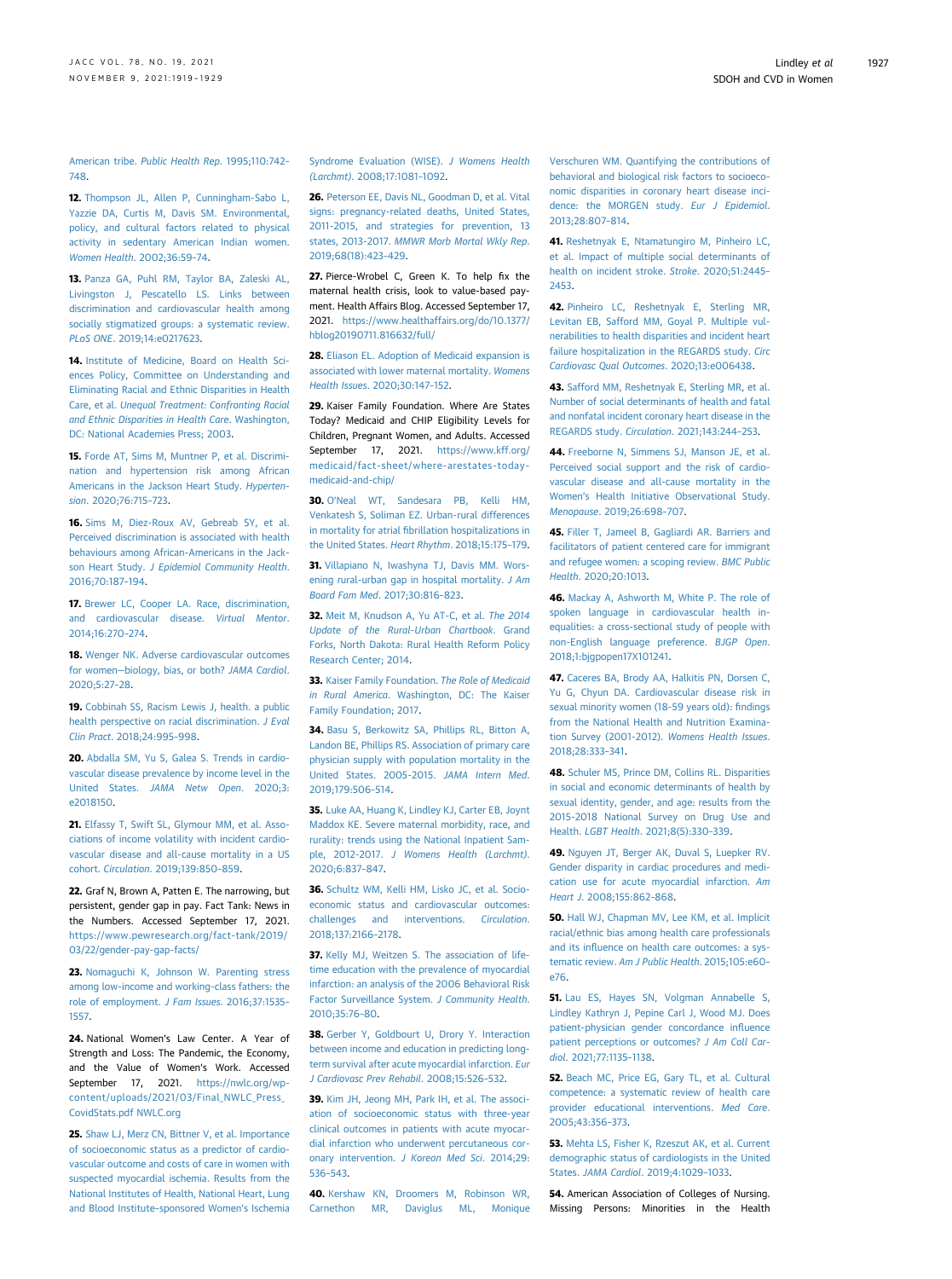American tribe. *Public Health Rep*. 1995;110:742–748.

**12.** Thompson JL, Allen P, Cunningham-Sabo L, Yazzie DA, Curtis M, Davis SM. Environmental, policy, and cultural factors related to physical activity in sedentary American Indian women. *Women Health*. 2002;36:59–74.

**13.** Panza GA, Puhl RM, Taylor BA, Zaleski AL, Livingston J, Pescatello LS. Links between discrimination and cardiovascular health among socially stigmatized groups: a systematic review. *PLoS ONE*. 2019;14:e0217623.

**14.** Institute of Medicine, Board on Health Sciences Policy, Committee on Understanding and Eliminating Racial and Ethnic Disparities in Health Care, et al. *Unequal Treatment: Confronting Racial and Ethnic Disparities in Health Care*. Washington, DC: National Academies Press; 2003.

**15.** Forde AT, Sims M, Muntner P, et al. Discrimination and hypertension risk among African Americans in the Jackson Heart Study. *Hypertension*. 2020;76:715–723.

**16.** Sims M, Diez-Roux AV, Gebreab SY, et al. Perceived discrimination is associated with health behaviours among African-Americans in the Jackson Heart Study. *J Epidemiol Community Health*. 2016;70:187–194.

**17.** Brewer LC, Cooper LA. Race, discrimination, and cardiovascular disease. *Virtual Mentor*. 2014;16:270–274.

**18.** Wenger NK. Adverse cardiovascular outcomes for women—biology, bias, or both? *JAMA Cardiol*. 2020;5:27–28.

**19.** Cobbinah SS, Racism Lewis J, health. a public health perspective on racial discrimination. *J Eval Clin Pract*. 2018;24:995–998.

**20.** Abdalla SM, Yu S, Galea S. Trends in cardiovascular disease prevalence by income level in the United States. *JAMA Netw Open*. 2020;3:e2018150.

**21.** Elfassy T, Swift SL, Glymour MM, et al. Associations of income volatility with incident cardiovascular disease and all-cause mortality in a US cohort. *Circulation*. 2019;139:850–859.

**22.** Graf N, Brown A, Patten E. The narrowing, but persistent, gender gap in pay. Fact Tank: News in the Numbers. Accessed September 17, 2021. https://www.pewresearch.org/fact-tank/2019/03/22/gender-pay-gap-facts/

**23.** Nomaguchi K, Johnson W. Parenting stress among low-income and working-class fathers: the role of employment. *J Fam Issues*. 2016;37:1535–1557.

**24.** National Women's Law Center. A Year of Strength and Loss: The Pandemic, the Economy, and the Value of Women's Work. Accessed September 17, 2021. https://nwlc.org/wp-content/uploads/2021/03/Final_NWLC_Press_CovidStats.pdf NWLC.org

**25.** Shaw LJ, Merz CN, Bittner V, et al. Importance of socioeconomic status as a predictor of cardiovascular outcome and costs of care in women with suspected myocardial ischemia. Results from the National Institutes of Health, National Heart, Lung and Blood Institute-sponsored Women's Ischemia Syndrome Evaluation (WISE). *J Womens Health (Larchmt)*. 2008;17:1081–1092.

**26.** Peterson EE, Davis NL, Goodman D, et al. Vital signs: pregnancy-related deaths, United States, 2011-2015, and strategies for prevention, 13 states, 2013-2017. *MMWR Morb Mortal Wkly Rep*. 2019;68(18):423–429.

**27.** Pierce-Wrobel C, Green K. To help fix the maternal health crisis, look to value-based payment. Health Affairs Blog. Accessed September 17, 2021. https://www.healthaffairs.org/do/10.1377/hblog20190711.816632/full/

**28.** Eliason EL. Adoption of Medicaid expansion is associated with lower maternal mortality. *Womens Health Issues*. 2020;30:147–152.

**29.** Kaiser Family Foundation. Where Are States Today? Medicaid and CHIP Eligibility Levels for Children, Pregnant Women, and Adults. Accessed September 17, 2021. https://www.kff.org/medicaid/fact-sheet/where-arestates-today-medicaid-and-chip/

**30.** O'Neal WT, Sandesara PB, Kelli HM, Venkatesh S, Soliman EZ. Urban-rural differences in mortality for atrial fibrillation hospitalizations in the United States. *Heart Rhythm*. 2018;15:175–179.

**31.** Villapiano N, Iwashyna TJ, Davis MM. Worsening rural-urban gap in hospital mortality. *J Am Board Fam Med*. 2017;30:816–823.

**32.** Meit M, Knudson A, Yu AT-C, et al. *The 2014 Update of the Rural-Urban Chartbook*. Grand Forks, North Dakota: Rural Health Reform Policy Research Center; 2014.

**33.** Kaiser Family Foundation. *The Role of Medicaid in Rural America*. Washington, DC: The Kaiser Family Foundation; 2017.

**34.** Basu S, Berkowitz SA, Phillips RL, Bitton A, Landon BE, Phillips RS. Association of primary care physician supply with population mortality in the United States. 2005-2015. *JAMA Intern Med*. 2019;179:506–514.

**35.** Luke AA, Huang K, Lindley KJ, Carter EB, Joynt Maddox KE. Severe maternal morbidity, race, and rurality: trends using the National Inpatient Sample, 2012-2017. *J Womens Health (Larchmt)*. 2020;6:837–847.

**36.** Schultz WM, Kelli HM, Lisko JC, et al. Socioeconomic status and cardiovascular outcomes: challenges and interventions. *Circulation*. 2018;137:2166–2178.

**37.** Kelly MJ, Weitzen S. The association of lifetime education with the prevalence of myocardial infarction: an analysis of the 2006 Behavioral Risk Factor Surveillance System. *J Community Health*. 2010;35:76–80.

**38.** Gerber Y, Goldbourt U, Drory Y. Interaction between income and education in predicting long-term survival after acute myocardial infarction. *Eur J Cardiovasc Prev Rehabil*. 2008;15:526–532.

**39.** Kim JH, Jeong MH, Park IH, et al. The association of socioeconomic status with three-year clinical outcomes in patients with acute myocardial infarction who underwent percutaneous coronary intervention. *J Korean Med Sci*. 2014;29:536–543.

**40.** Kershaw KN, Droomers M, Robinson WR, Carnethon MR, Daviglus ML, Monique Verschuren WM. Quantifying the contributions of behavioral and biological risk factors to socioeconomic disparities in coronary heart disease incidence: the MORGEN study. *Eur J Epidemiol*. 2013;28:807–814.

**41.** Reshetnyak E, Ntamatungiro M, Pinheiro LC, et al. Impact of multiple social determinants of health on incident stroke. *Stroke*. 2020;51:2445–2453.

**42.** Pinheiro LC, Reshetnyak E, Sterling MR, Levitan EB, Safford MM, Goyal P. Multiple vulnerabilities to health disparities and incident heart failure hospitalization in the REGARDS study. *Circ Cardiovasc Qual Outcomes*. 2020;13:e006438.

**43.** Safford MM, Reshetnyak E, Sterling MR, et al. Number of social determinants of health and fatal and nonfatal incident coronary heart disease in the REGARDS study. *Circulation*. 2021;143:244–253.

**44.** Freeborne N, Simmens SJ, Manson JE, et al. Perceived social support and the risk of cardiovascular disease and all-cause mortality in the Women's Health Initiative Observational Study. *Menopause*. 2019;26:698–707.

**45.** Filler T, Jameel B, Gagliardi AR. Barriers and facilitators of patient centered care for immigrant and refugee women: a scoping review. *BMC Public Health*. 2020;20:1013.

**46.** Mackay A, Ashworth M, White P. The role of spoken language in cardiovascular health inequalities: a cross-sectional study of people with non-English language preference. *BJGP Open*. 2018;1:bjgpopen17X101241.

**47.** Caceres BA, Brody AA, Halkitis PN, Dorsen C, Yu G, Chyun DA. Cardiovascular disease risk in sexual minority women (18-59 years old): findings from the National Health and Nutrition Examination Survey (2001-2012). *Womens Health Issues*. 2018;28:333–341.

**48.** Schuler MS, Prince DM, Collins RL. Disparities in social and economic determinants of health by sexual identity, gender, and age: results from the 2015-2018 National Survey on Drug Use and Health. *LGBT Health*. 2021;8(5):330–339.

**49.** Nguyen JT, Berger AK, Duval S, Luepker RV. Gender disparity in cardiac procedures and medication use for acute myocardial infarction. *Am Heart J*. 2008;155:862–868.

**50.** Hall WJ, Chapman MV, Lee KM, et al. Implicit racial/ethnic bias among health care professionals and its influence on health care outcomes: a systematic review. *Am J Public Health*. 2015;105:e60–e76.

**51.** Lau ES, Hayes SN, Volgman Annabelle S, Lindley Kathryn J, Pepine Carl J, Wood MJ. Does patient-physician gender concordance influence patient perceptions or outcomes? *J Am Coll Cardiol*. 2021;77:1135–1138.

**52.** Beach MC, Price EG, Gary TL, et al. Cultural competence: a systematic review of health care provider educational interventions. *Med Care*. 2005;43:356–373.

**53.** Mehta LS, Fisher K, Rzeszut AK, et al. Current demographic status of cardiologists in the United States. *JAMA Cardiol*. 2019;4:1029–1033.

**54.** American Association of Colleges of Nursing. Missing Persons: Minorities in the Health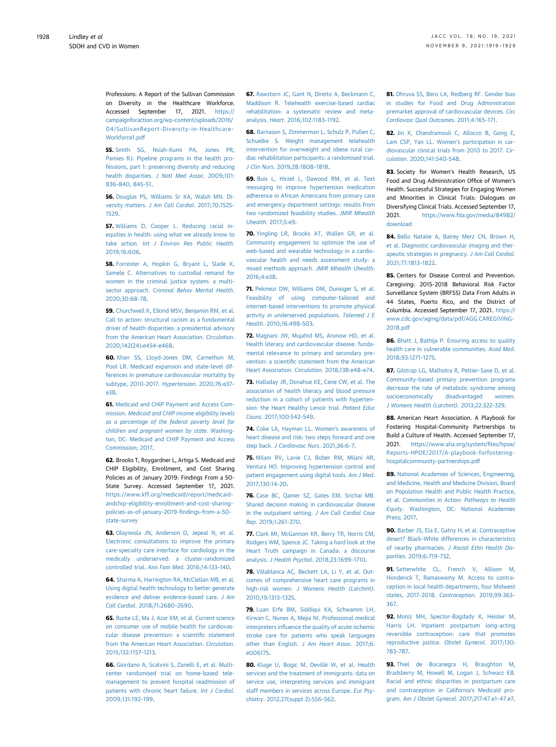Professions: A Report of the Sullivan Commission on Diversity in the Healthcare Workforce. Accessed September 17, 2021. https://campaignforaction.org/wp-content/uploads/2016/04/SullivanReport-Diversity-in-Healthcare-Workforce1.pdf

**55.** Smith SG, Nsiah-Kumi PA, Jones PR, Pamies RJ. Pipeline programs in the health professions, part 1: preserving diversity and reducing health disparities. *J Natl Med Assoc*. 2009;101:836-840, 845-51.

**56.** Douglas PS, Williams Sr KA, Walsh MN. Diversity matters. *J Am Coll Cardiol*. 2017;70:1525-1529.

**57.** Williams D, Cooper L. Reducing racial inequities in health: using what we already know to take action. *Int J Environ Res Public Health*. 2019;16:606.

**58.** Forrester A, Hopkin G, Bryant L, Slade K, Samele C. Alternatives to custodial remand for women in the criminal justice system: a multi-sector approach. *Criminal Behav Mental Health*. 2020;30:68-78.

**59.** Churchwell K, Elkind MSV, Benjamin RM, et al. Call to action: structural racism as a fundamental driver of health disparities: a presidential advisory from the American Heart Association. *Circulation*. 2020;142(24):e454-e468.

**60.** Khan SS, Lloyd-Jones DM, Carnethon M, Pool LR. Medicaid expansion and state-level differences in premature cardiovascular mortality by subtype, 2010-2017. *Hypertension*. 2020;76:e37-e38.

**61.** Medicaid and CHIP Payment and Access Commission. *Medicaid and CHIP income eligibility levels as a percentage of the federal poverty level for children and pregnant women by state*. Washington, DC: Medicaid and CHIP Payment and Access Commission; 2017.

**62.** Brooks T, Roygardner L, Artiga S. Medicaid and CHIP Eligibility, Enrollment, and Cost Sharing Policies as of January 2019: Findings From a 50-State Survey. Accessed September 17, 2021. https://www.kff.org/medicaid/report/medicaid-andchip-eligibility-enrollment-and-cost-sharing-policies-as-of-january-2019-findings-from-a-50-state-survey

**63.** Olayiwola JN, Anderson D, Jepeal N, et al. Electronic consultations to improve the primary care-specialty care interface for cardiology in the medically underserved: a cluster-randomized controlled trial. *Ann Fam Med*. 2016;14:133-140.

**64.** Sharma A, Harrington RA, McClellan MB, et al. Using digital health technology to better generate evidence and deliver evidence-based care. *J Am Coll Cardiol*. 2018;71:2680-2690.

**65.** Burke LE, Ma J, Azar KM, et al. Current science on consumer use of mobile health for cardiovascular disease prevention: a scientific statement from the American Heart Association. *Circulation*. 2015;132:1157-1213.

**66.** Giordano A, Scalvini S, Zanelli E, et al. Multicenter randomised trial on home-based telemanagement to prevent hospital readmission of patients with chronic heart failure. *Int J Cardiol*. 2009;131:192-199.

**67.** Rawstorn JC, Gant N, Direito A, Beckmann C, Maddison R. Telehealth exercise-based cardiac rehabilitation: a systematic review and meta-analysis. *Heart*. 2016;102:1183-1192.

**68.** Barnason S, Zimmerman L, Schulz P, Pullen C, Schuelke S. Weight management telehealth intervention for overweight and obese rural cardiac rehabilitation participants: a randomised trial. *J Clin Nurs*. 2019;28:1808-1818.

**69.** Buis L, Hirzel L, Dawood RM, et al. Text messaging to improve hypertension medication adherence in African Americans from primary care and emergency department settings: results from two randomized feasibility studies. *JMIR Mhealth Uhealth*. 2017;5:e9.

**70.** Yingling LR, Brooks AT, Wallen GR, et al. Community engagement to optimize the use of web-based and wearable technology in a cardiovascular health and needs assessment study: a mixed methods approach. *JMIR Mhealth Uhealth*. 2016;4:e38.

**71.** Pekmezi DW, Williams DM, Dunsiger S, et al. Feasibility of using computer-tailored and internet-based interventions to promote physical activity in underserved populations. *Telemed J E Health*. 2010;16:498-503.

**72.** Magnani JW, Mujahid MS, Aronow HD, et al. Health literacy and cardiovascular disease: fundamental relevance to primary and secondary prevention: a scientific statement from the American Heart Association. *Circulation*. 2018;138:e48-e74.

**73.** Halladay JR, Donahue KE, Cene CW, et al. The association of health literacy and blood pressure reduction in a cohort of patients with hypertension: the Heart Healthy Lenoir trial. *Patient Educ Couns*. 2017;100:542-549.

**74.** Coke LA, Hayman LL. Women's awareness of heart disease and risk: two steps forward and one step back. *J Cardiovasc Nurs*. 2021;36:6-7.

**75.** Milani RV, Lavie CJ, Bober RM, Milani AR, Ventura HO. Improving hypertension control and patient engagement using digital tools. *Am J Med*. 2017;130:14-20.

**76.** Case BC, Qamer SZ, Gates EM, Srichai MB. Shared decision making in cardiovascular disease in the outpatient setting. *J Am Coll Cardiol Case Rep*. 2019;1:261-270.

**77.** Clark MI, McGannon KR, Berry TR, Norris CM, Rodgers WM, Spence JC. Taking a hard look at the Heart Truth campaign in Canada: a discourse analysis. *J Health Psychol*. 2018;23:1699-1710.

**78.** Villablanca AC, Beckett LA, Li Y, et al. Outcomes of comprehensive heart care programs in high-risk women. *J Womens Health (Larchmt)*. 2010;19:1313-1325.

**79.** Luan Erfe BM, Siddiqui KA, Schwamm LH, Kirwan C, Nunes A, Mejia NI. Professional medical interpreters influence the quality of acute ischemic stroke care for patients who speak languages other than English. *J Am Heart Assoc*. 2017;6:e006175.

**80.** Kluge U, Bogic M, Devillé W, et al. Health services and the treatment of immigrants: data on service use, interpreting services and immigrant staff members in services across Europe. *Eur Psychiatry*. 2012;27(suppl 2):S56-S62.

**81.** Dhruva SS, Bero LA, Redberg RF. Gender bias in studies for Food and Drug Administration premarket approval of cardiovascular devices. *Circ Cardiovasc Qual Outcomes*. 2011;4:165-171.

**82.** Jin X, Chandramouli C, Allocco B, Gong E, Lam CSP, Yan LL. Women's participation in cardiovascular clinical trials from 2010 to 2017. *Circulation*. 2020;141:540-548.

**83.** Society for Women's Health Research, US Food and Drug Administration Office of Women's Health. Successful Strategies for Engaging Women and Minorities in Clinical Trials: Dialogues on Diversifying Clinical Trials. Accessed September 17, 2021. https://www.fda.gov/media/84982/download

**84.** Bello Natalie A, Bairey Merz CN, Brown H, et al. Diagnostic cardiovascular imaging and therapeutic strategies in pregnancy. *J Am Coll Cardiol*. 2021;77:1813-1822.

**85.** Centers for Disease Control and Prevention. Caregiving: 2015-2018 Behavioral Risk Factor Surveillance System (BRFSS) Data From Adults in 44 States, Puerto Rico, and the District of Columbia. Accessed September 17, 2021. https://www.cdc.gov/aging/data/pdf/AGG.CAREGIVING-2018.pdf

**86.** Bhatt J, Bathija P. Ensuring access to quality health care in vulnerable communities. *Acad Med*. 2018;93:1271-1275.

**87.** Gilstrap LG, Malhotra R, Peltier-Saxe D, et al. Community-based primary prevention programs decrease the rate of metabolic syndrome among socioeconomically disadvantaged women. *J Womens Health (Larchmt)*. 2013;22:322-329.

**88.** American Heart Association. A Playbook for Fostering Hospital-Community Partnerships to Build a Culture of Health. Accessed September 17, 2021. https://www.aha.org/system/files/hpoe/Reports-HPOE/2017/A-playbook-forfostering-hospitalcommunity-partnerships.pdf

**89.** National Academies of Sciences, Engineering, and Medicine, Health and Medicine Division, Board on Population Health and Public Health Practice, et al. *Communities in Action: Pathways to Health Equity*. Washington, DC: National Academies Press; 2017.

**90.** Barber JS, Ela E, Gatny H, et al. Contraceptive desert? Black-White differences in characteristics of nearby pharmacies. *J Racial Ethn Health Disparities*. 2019;6:719-732.

**91.** Satterwhite CL, French V, Allison M, Honderick T, Ramaswamy M. Access to contraception in local health departments, four Midwest states, 2017-2018. *Contraception*. 2019;99:363-367.

**92.** Moniz MH, Spector-Bagdady K, Heisler M, Harris LH. Inpatient postpartum long-acting reversible contraception: care that promotes reproductive justice. *Obstet Gynecol*. 2017;130:783-787.

**93.** Thiel de Bocanegra H, Braughton M, Bradsberry M, Howell M, Logan J, Schwarz EB. Racial and ethnic disparities in postpartum care and contraception in California's Medicaid program. *Am J Obstet Gynecol*. 2017;217:47.e1-47.e7.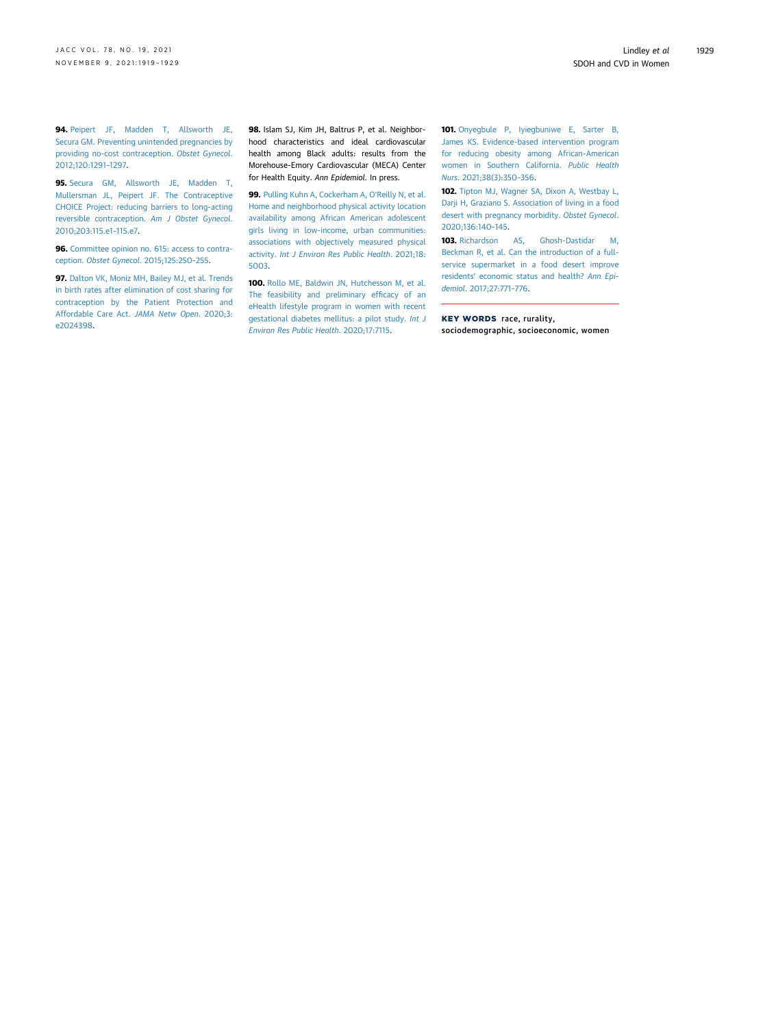**94.** Peipert JF, Madden T, Allsworth JE, Secura GM. Preventing unintended pregnancies by providing no-cost contraception. *Obstet Gynecol*. 2012;120:1291–1297.

**95.** Secura GM, Allsworth JE, Madden T, Mullersman JL, Peipert JF. The Contraceptive CHOICE Project: reducing barriers to long-acting reversible contraception. *Am J Obstet Gynecol*. 2010;203:115.e1–115.e7.

**96.** Committee opinion no. 615: access to contraception. *Obstet Gynecol*. 2015;125:250–255.

**97.** Dalton VK, Moniz MH, Bailey MJ, et al. Trends in birth rates after elimination of cost sharing for contraception by the Patient Protection and Affordable Care Act. *JAMA Netw Open*. 2020;3:e2024398.

**98.** Islam SJ, Kim JH, Baltrus P, et al. Neighborhood characteristics and ideal cardiovascular health among Black adults: results from the Morehouse-Emory Cardiovascular (MECA) Center for Health Equity. *Ann Epidemiol*. In press.

**99.** Pulling Kuhn A, Cockerham A, O'Reilly N, et al. Home and neighborhood physical activity location availability among African American adolescent girls living in low-income, urban communities: associations with objectively measured physical activity. *Int J Environ Res Public Health*. 2021;18:5003.

**100.** Rollo ME, Baldwin JN, Hutchesson M, et al. The feasibility and preliminary efficacy of an eHealth lifestyle program in women with recent gestational diabetes mellitus: a pilot study. *Int J Environ Res Public Health*. 2020;17:7115.

**101.** Onyegbule P, Iyiegbuniwe E, Sarter B, James KS. Evidence-based intervention program for reducing obesity among African-American women in Southern California. *Public Health Nurs*. 2021;38(3):350–356.

**102.** Tipton MJ, Wagner SA, Dixon A, Westbay L, Darji H, Graziano S. Association of living in a food desert with pregnancy morbidity. *Obstet Gynecol*. 2020;136:140–145.

**103.** Richardson AS, Ghosh-Dastidar M, Beckman R, et al. Can the introduction of a full-service supermarket in a food desert improve residents' economic status and health? *Ann Epidemiol*. 2017;27:771–776.

---

**KEY WORDS** race, rurality, sociodemographic, socioeconomic, women